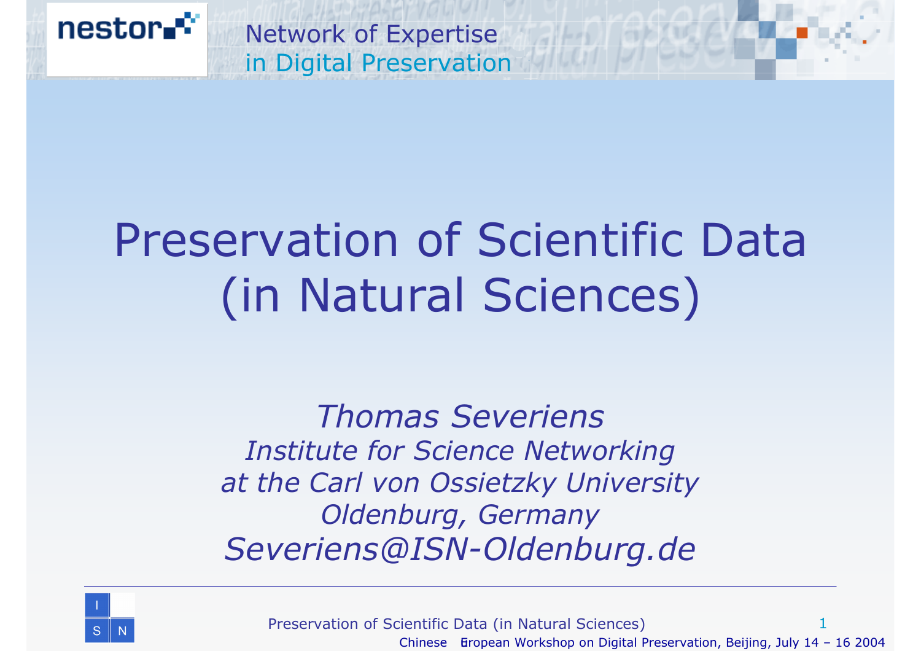nestor

Network of Expertise
in Digital Preservation

# Preservation of Scientific Data (in Natural Sciences)

*Thomas Severiens*
*Institute for Science Networking*
*at the Carl von Ossietzky University*
*Oldenburg, Germany*
*Severiens@ISN-Oldenburg.de*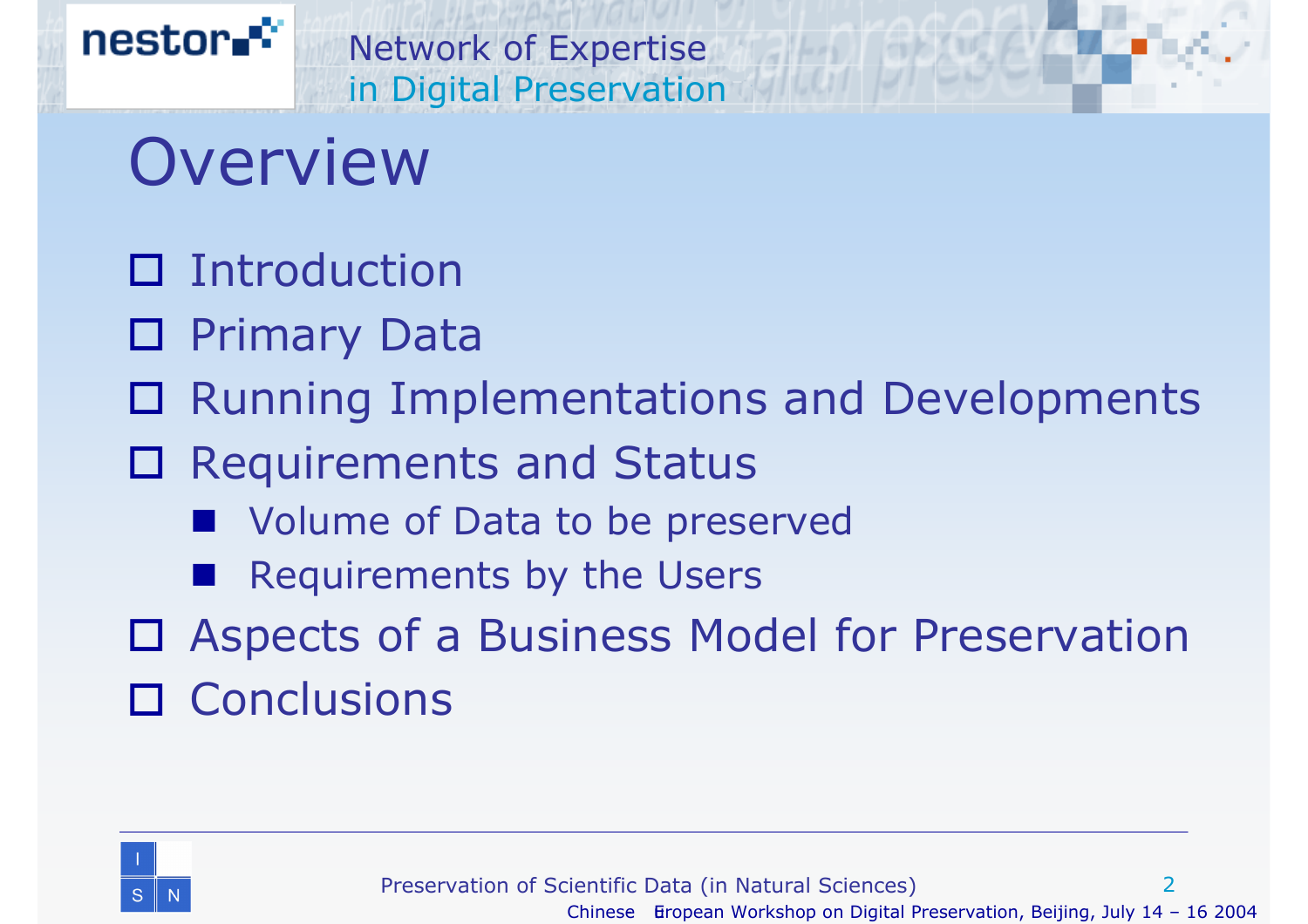# Overview

- Introduction
- Primary Data
- Running Implementations and Developments
- Requirements and Status
  - Volume of Data to be preserved
  - Requirements by the Users
- Aspects of a Business Model for Preservation
- Conclusions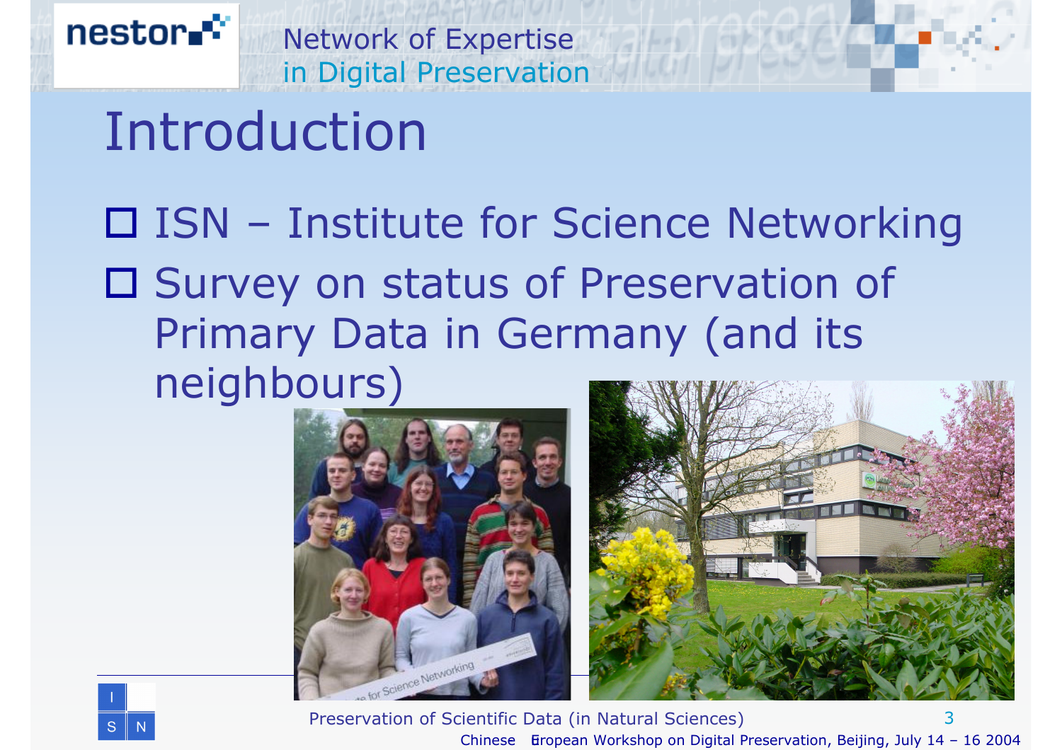# Introduction

- ISN – Institute for Science Networking
- Survey on status of Preservation of Primary Data in Germany (and its neighbours)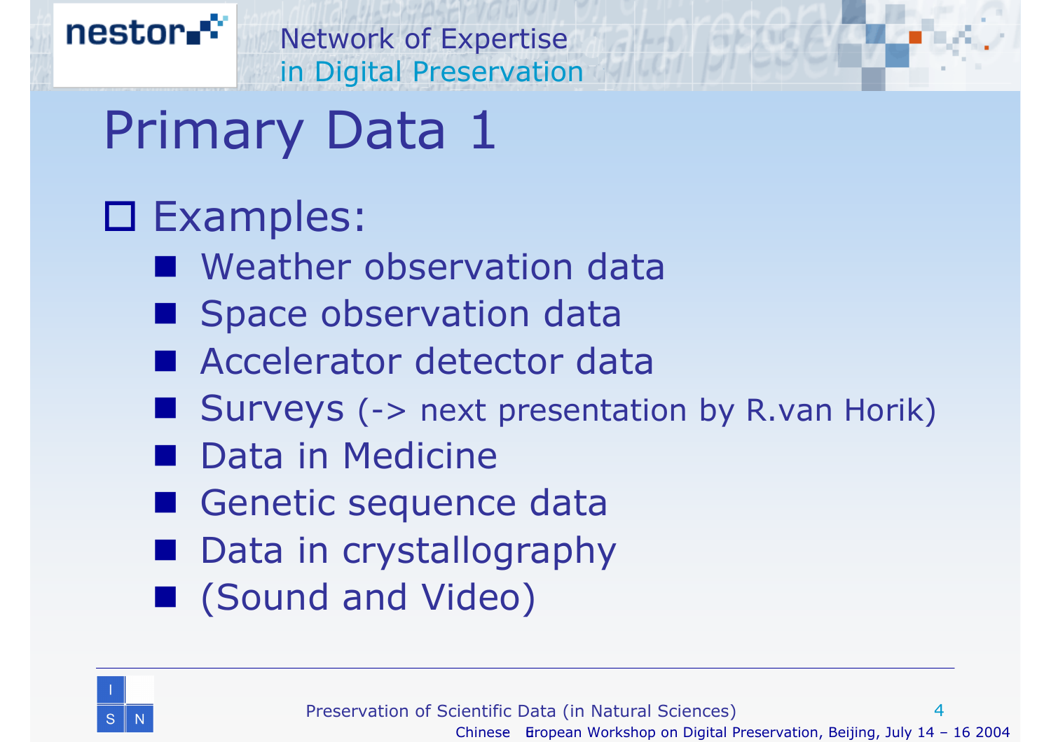# Primary Data 1

- Examples:
  - Weather observation data
  - Space observation data
  - Accelerator detector data
  - Surveys (-> next presentation by R.van Horik)
  - Data in Medicine
  - Genetic sequence data
  - Data in crystallography
  - (Sound and Video)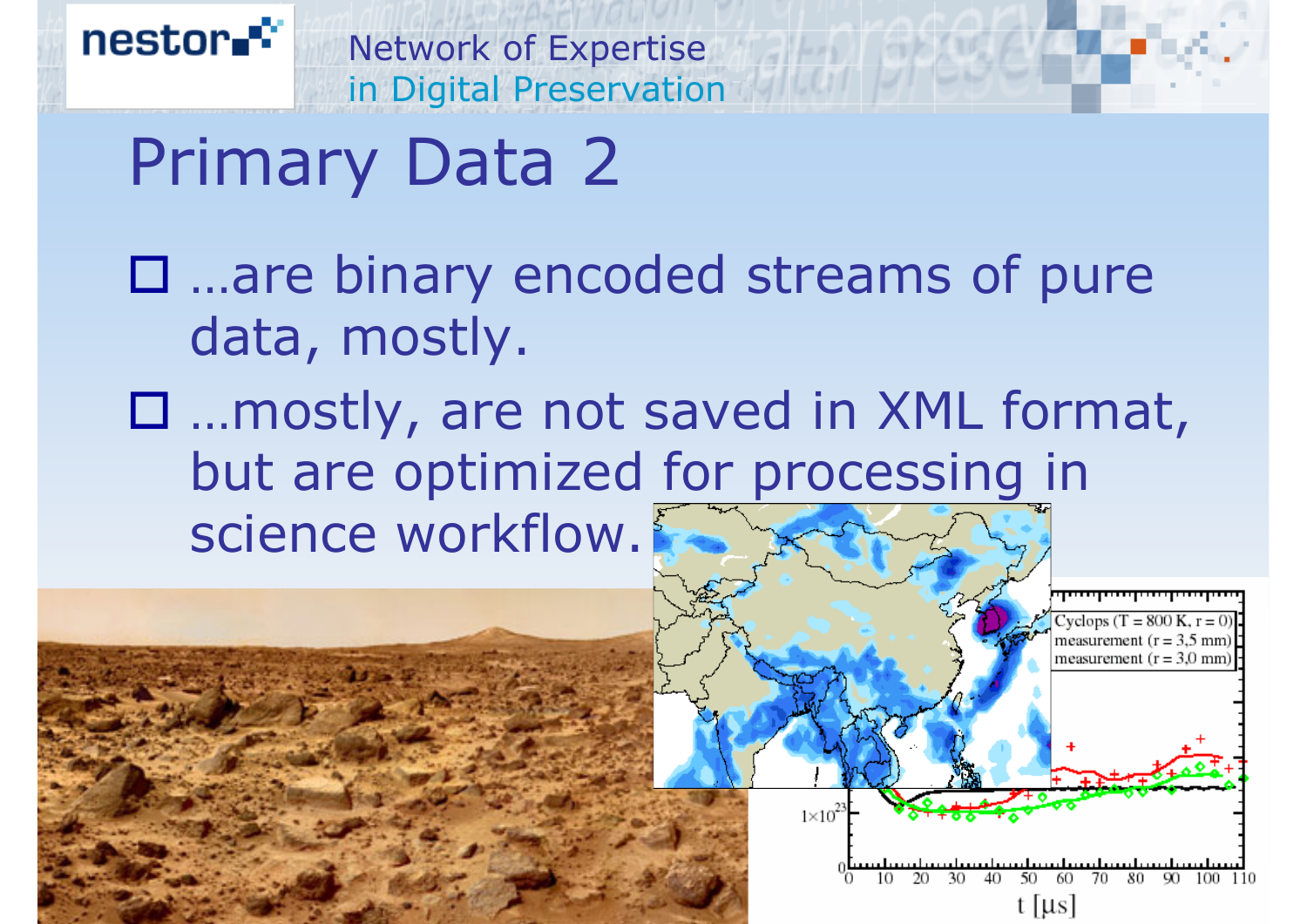# Primary Data 2

- …are binary encoded streams of pure data, mostly.
- …mostly, are not saved in XML format, but are optimized for processing in science workflow.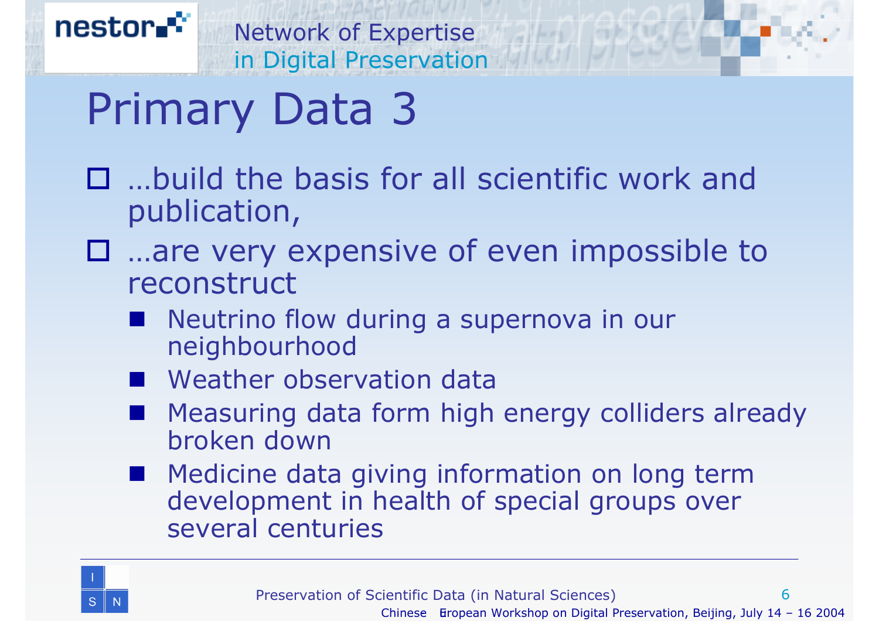# Primary Data 3

- …build the basis for all scientific work and publication,
- …are very expensive of even impossible to reconstruct
  - Neutrino flow during a supernova in our neighbourhood
  - Weather observation data
  - Measuring data form high energy colliders already broken down
  - Medicine data giving information on long term development in health of special groups over several centuries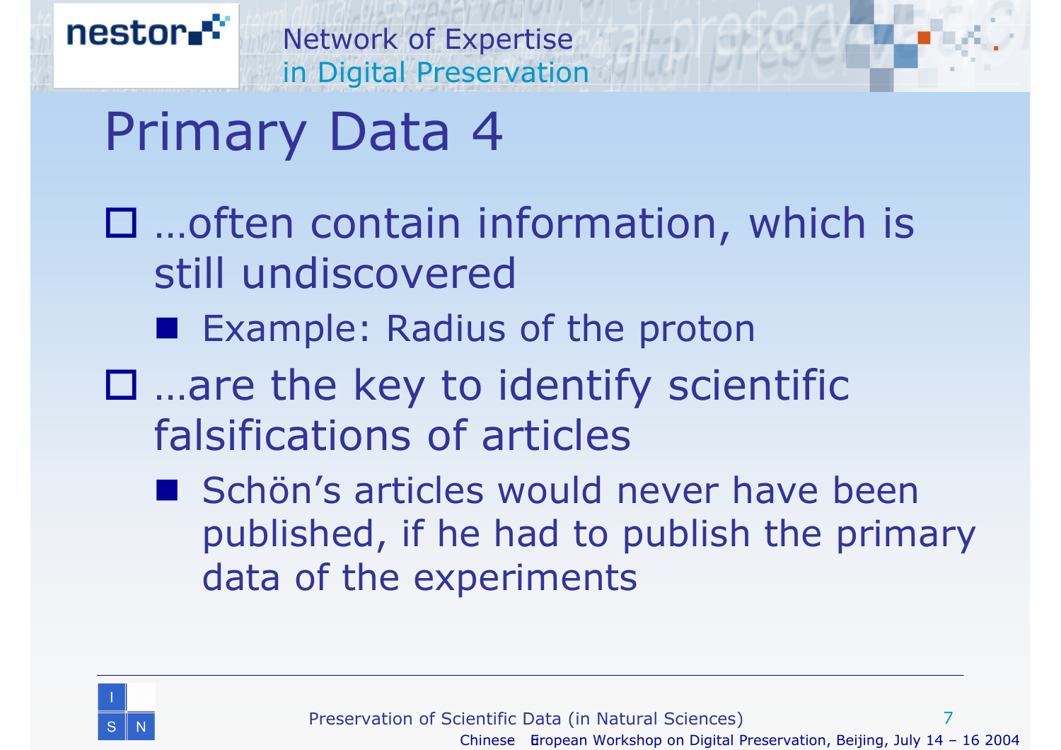# Primary Data 4

- …often contain information, which is still undiscovered
  - Example: Radius of the proton
- …are the key to identify scientific falsifications of articles
  - Schön's articles would never have been published, if he had to publish the primary data of the experiments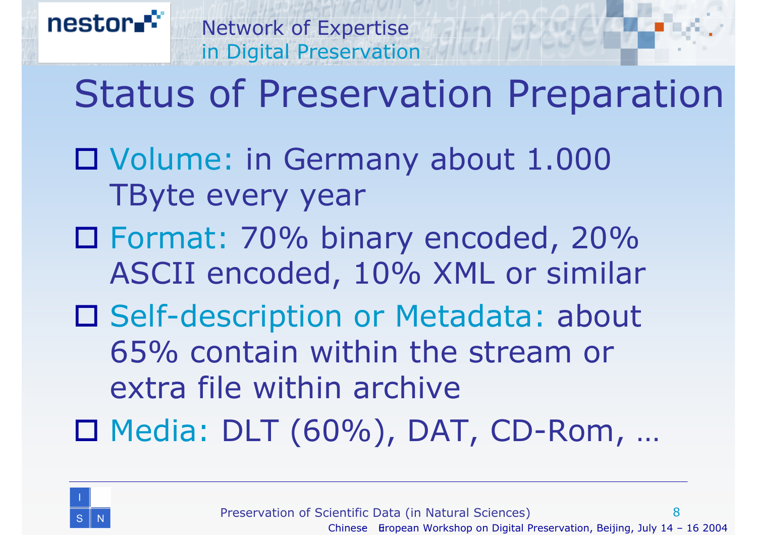# Status of Preservation Preparation

- Volume: in Germany about 1.000 TByte every year
- Format: 70% binary encoded, 20% ASCII encoded, 10% XML or similar
- Self-description or Metadata: about 65% contain within the stream or extra file within archive
- Media: DLT (60%), DAT, CD-Rom, …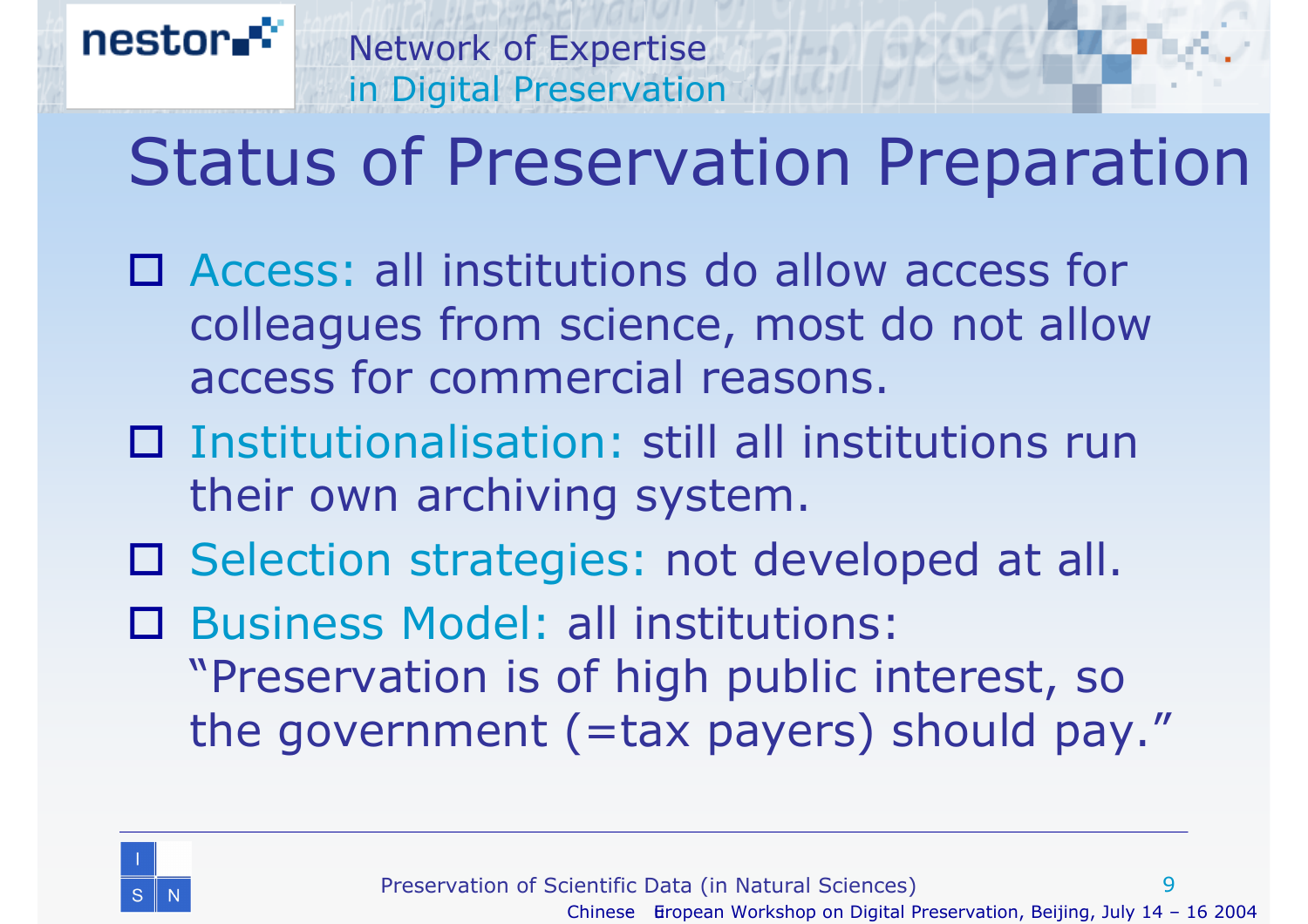# Status of Preservation Preparation

- Access: all institutions do allow access for colleagues from science, most do not allow access for commercial reasons.
- Institutionalisation: still all institutions run their own archiving system.
- Selection strategies: not developed at all.
- Business Model: all institutions: "Preservation is of high public interest, so the government (=tax payers) should pay."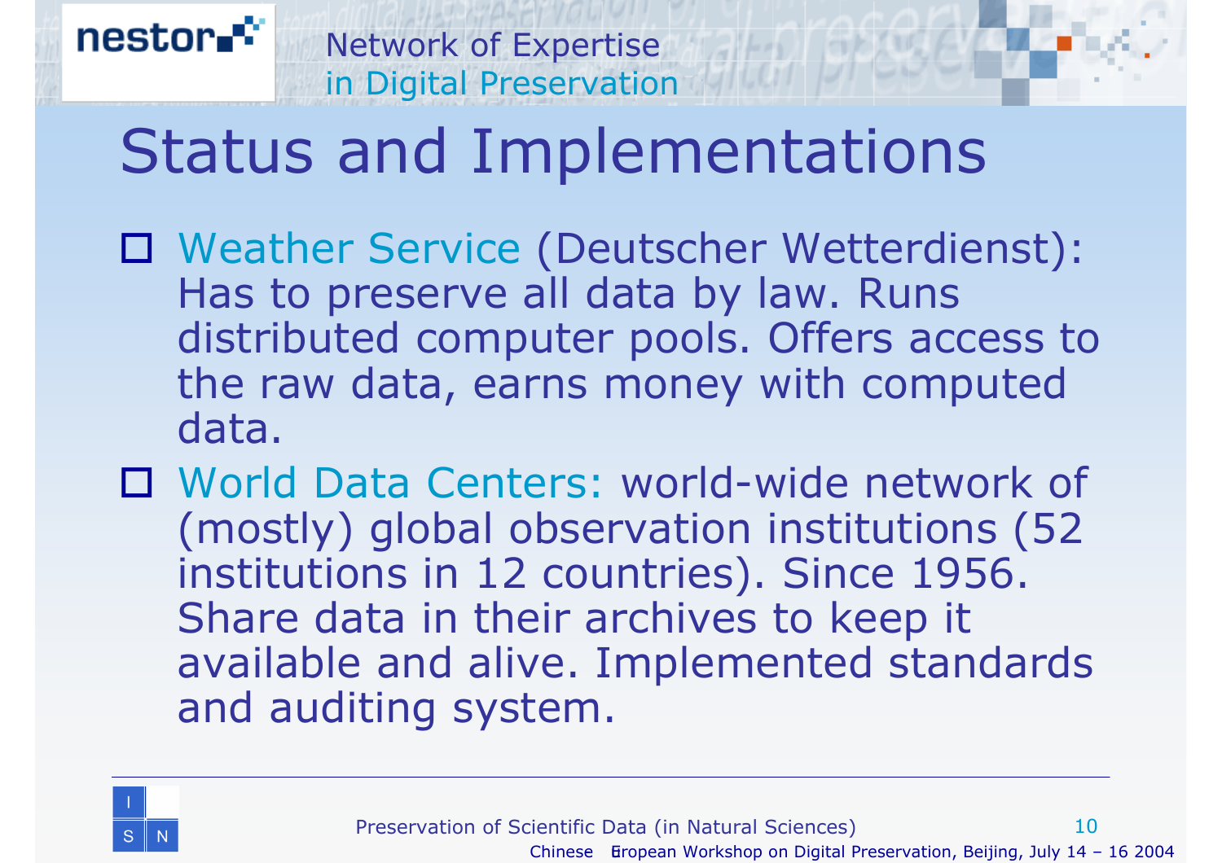# Status and Implementations

- Weather Service (Deutscher Wetterdienst): Has to preserve all data by law. Runs distributed computer pools. Offers access to the raw data, earns money with computed data.
- World Data Centers: world-wide network of (mostly) global observation institutions (52 institutions in 12 countries). Since 1956. Share data in their archives to keep it available and alive. Implemented standards and auditing system.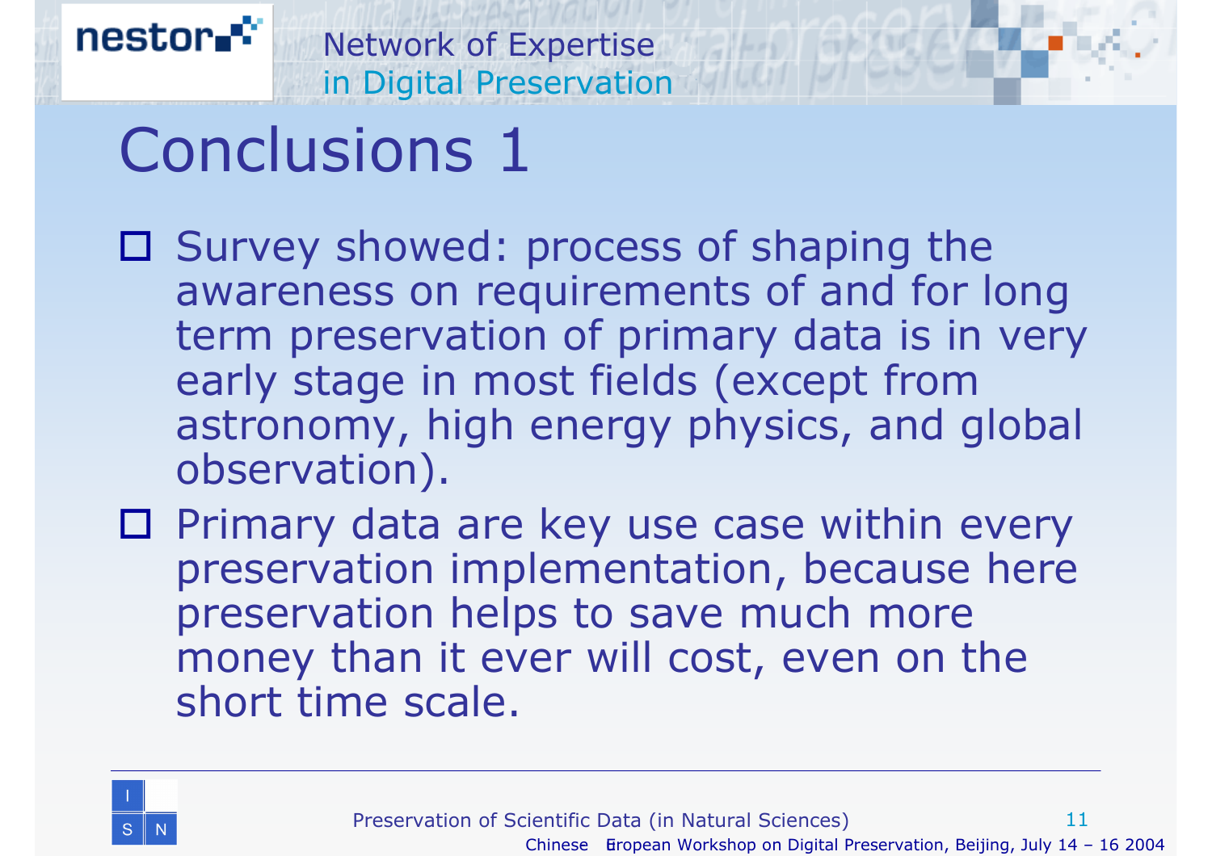# Conclusions 1

- Survey showed: process of shaping the awareness on requirements of and for long term preservation of primary data is in very early stage in most fields (except from astronomy, high energy physics, and global observation).
- Primary data are key use case within every preservation implementation, because here preservation helps to save much more money than it ever will cost, even on the short time scale.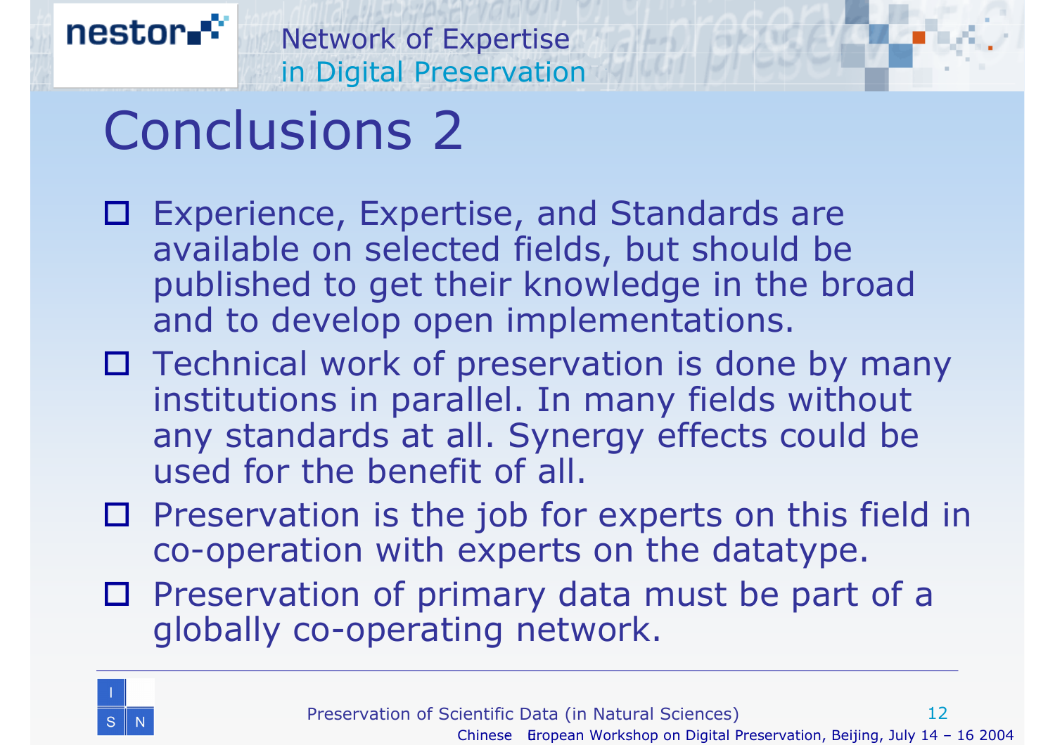# Conclusions 2

- Experience, Expertise, and Standards are available on selected fields, but should be published to get their knowledge in the broad and to develop open implementations.
- Technical work of preservation is done by many institutions in parallel. In many fields without any standards at all. Synergy effects could be used for the benefit of all.
- Preservation is the job for experts on this field in co-operation with experts on the datatype.
- Preservation of primary data must be part of a globally co-operating network.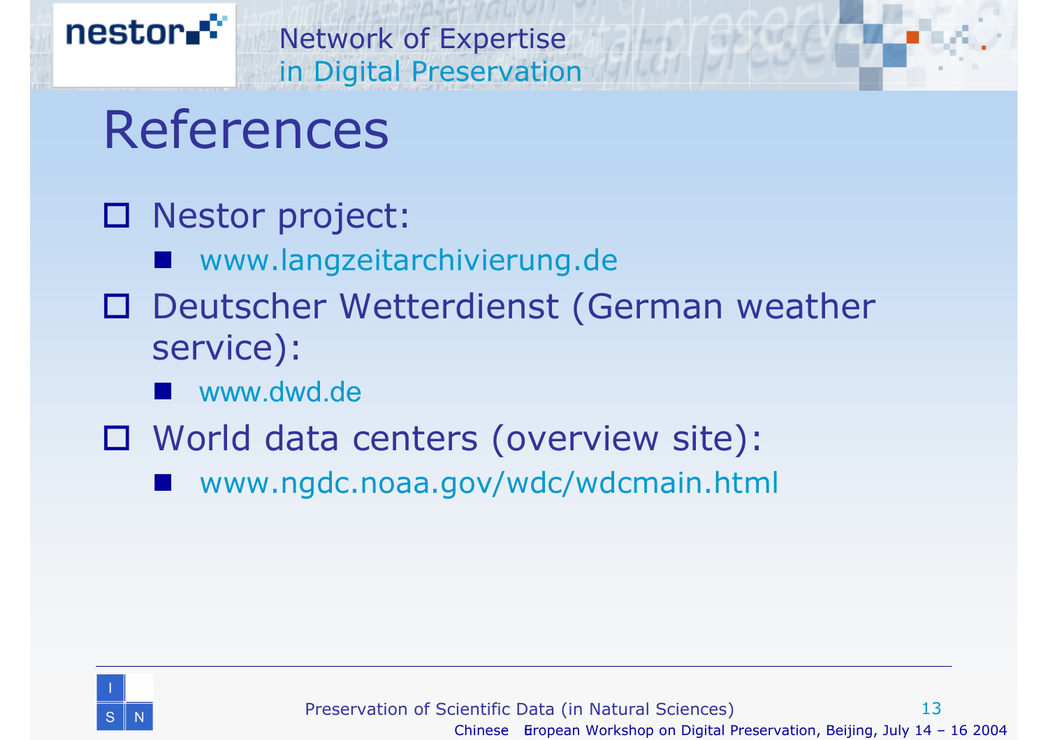# References

- Nestor project:
  - www.langzeitarchivierung.de
- Deutscher Wetterdienst (German weather service):
  - www.dwd.de
- World data centers (overview site):
  - www.ngdc.noaa.gov/wdc/wdcmain.html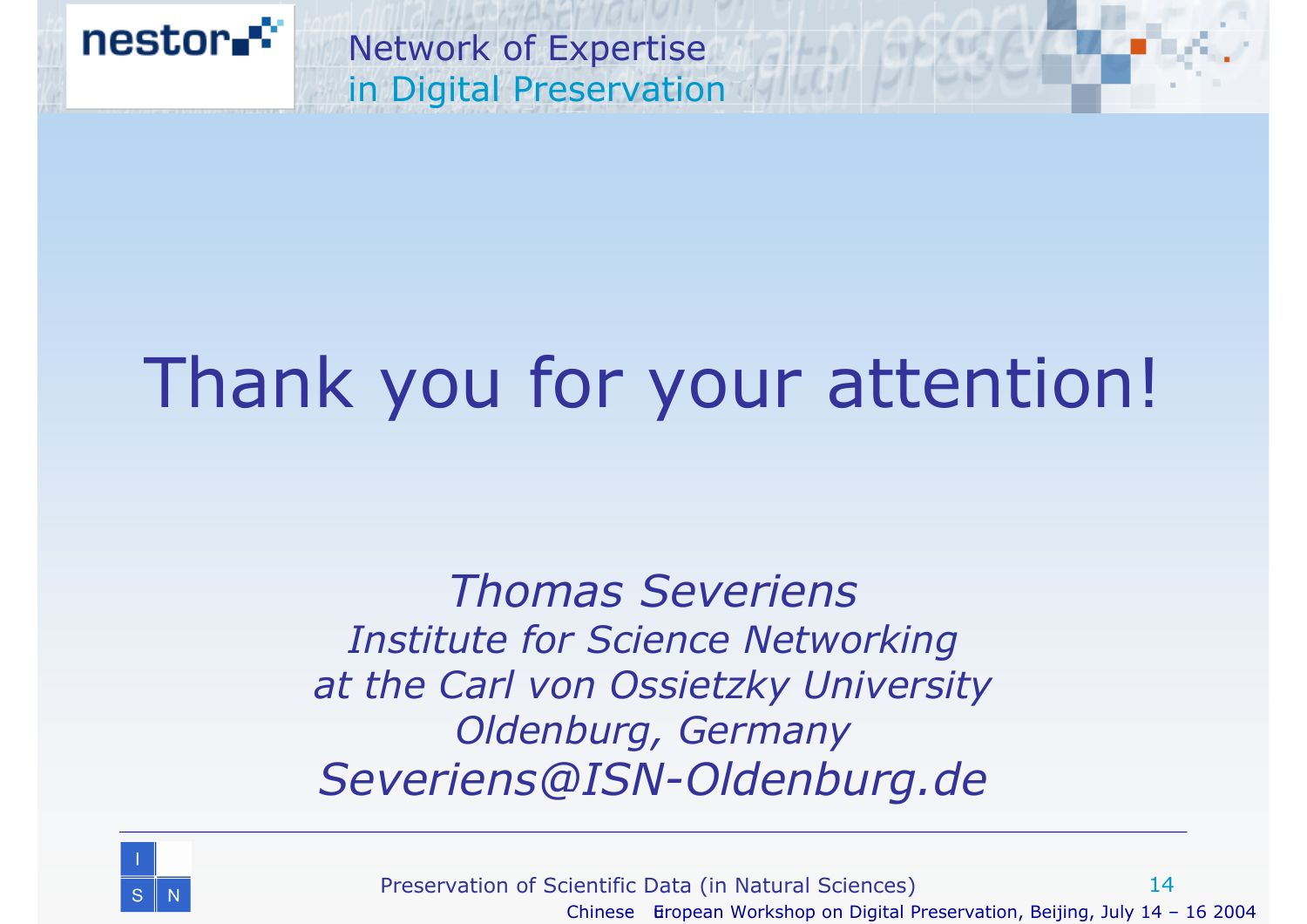# Thank you for your attention!

*Thomas Severiens*
*Institute for Science Networking*
*at the Carl von Ossietzky University*
*Oldenburg, Germany*
*Severiens@ISN-Oldenburg.de*